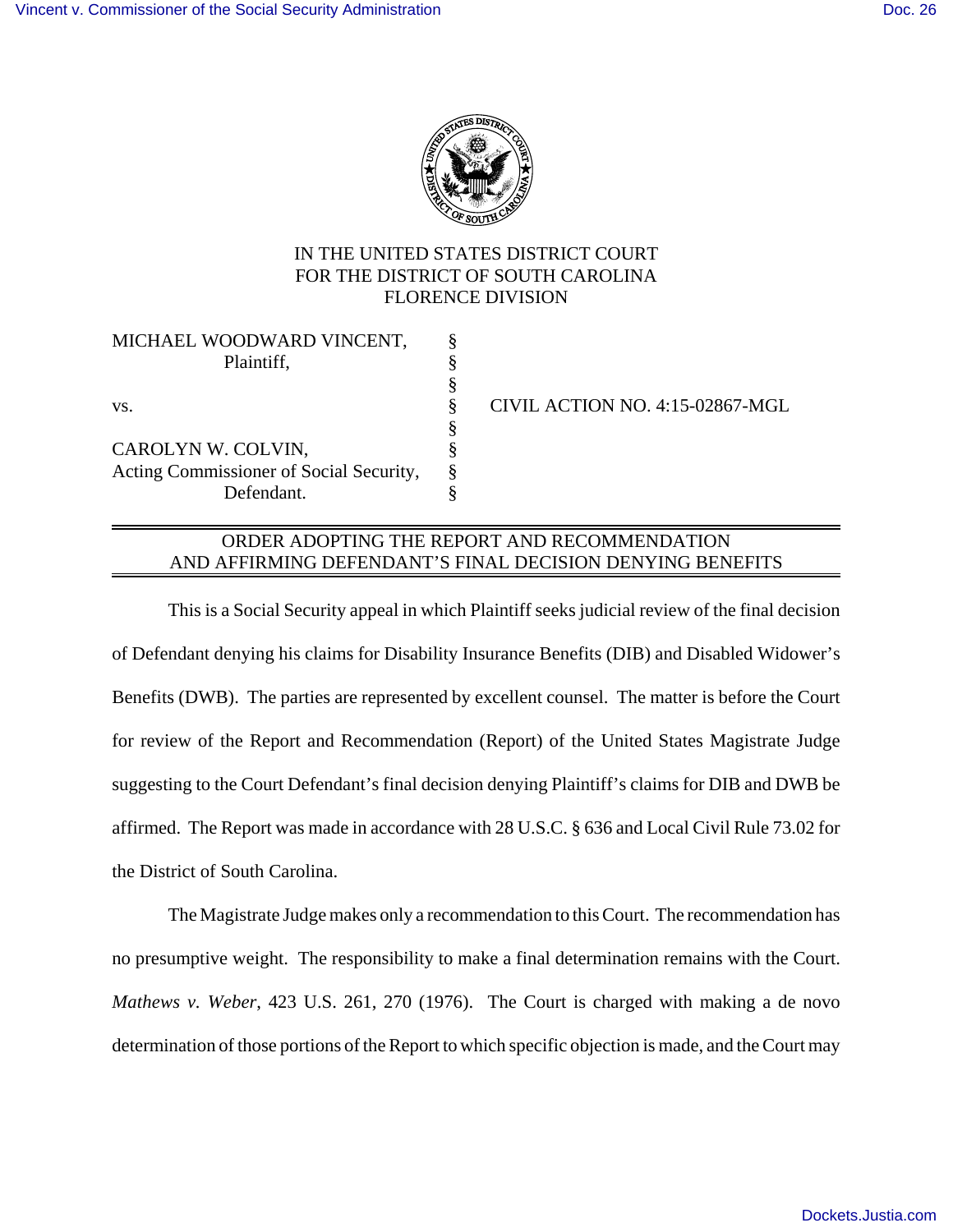IN THE UNITED STATES DISTRICT COURT
FOR THE DISTRICT OF SOUTH CAROLINA
FLORENCE DIVISION

| | | |
|---|---|---|
| MICHAEL WOODWARD VINCENT, Plaintiff, | § | |
| | § | |
| vs. | § | CIVIL ACTION NO. 4:15-02867-MGL |
| | § | |
| CAROLYN W. COLVIN, Acting Commissioner of Social Security, Defendant. | § | |

## ORDER ADOPTING THE REPORT AND RECOMMENDATION AND AFFIRMING DEFENDANT'S FINAL DECISION DENYING BENEFITS

This is a Social Security appeal in which Plaintiff seeks judicial review of the final decision of Defendant denying his claims for Disability Insurance Benefits (DIB) and Disabled Widower's Benefits (DWB). The parties are represented by excellent counsel. The matter is before the Court for review of the Report and Recommendation (Report) of the United States Magistrate Judge suggesting to the Court Defendant's final decision denying Plaintiff's claims for DIB and DWB be affirmed. The Report was made in accordance with 28 U.S.C. § 636 and Local Civil Rule 73.02 for the District of South Carolina.

The Magistrate Judge makes only a recommendation to this Court. The recommendation has no presumptive weight. The responsibility to make a final determination remains with the Court. *Mathews v. Weber*, 423 U.S. 261, 270 (1976). The Court is charged with making a de novo determination of those portions of the Report to which specific objection is made, and the Court may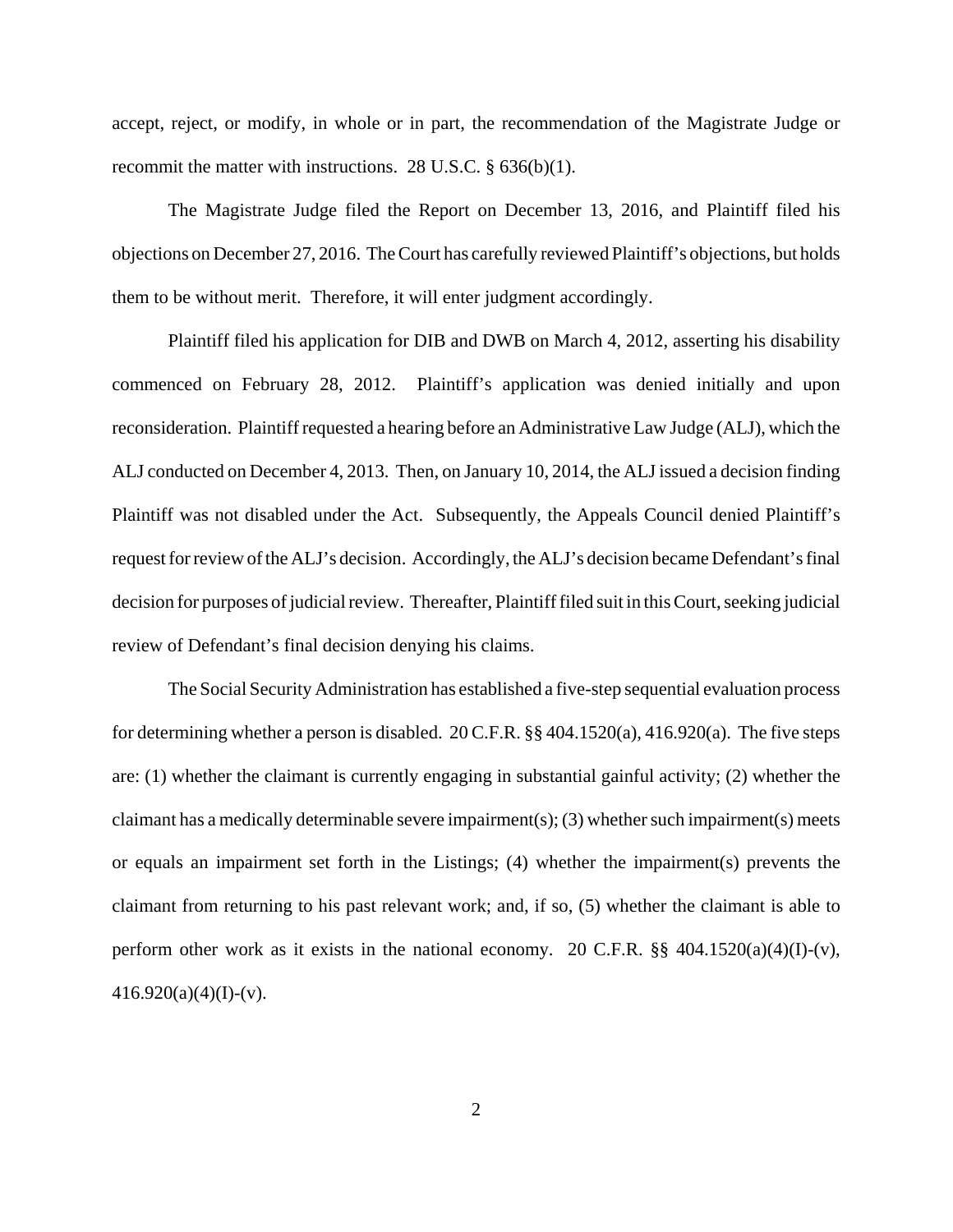accept, reject, or modify, in whole or in part, the recommendation of the Magistrate Judge or recommit the matter with instructions. 28 U.S.C. § 636(b)(1).

The Magistrate Judge filed the Report on December 13, 2016, and Plaintiff filed his objections on December 27, 2016. The Court has carefully reviewed Plaintiff's objections, but holds them to be without merit. Therefore, it will enter judgment accordingly.

Plaintiff filed his application for DIB and DWB on March 4, 2012, asserting his disability commenced on February 28, 2012. Plaintiff's application was denied initially and upon reconsideration. Plaintiff requested a hearing before an Administrative Law Judge (ALJ), which the ALJ conducted on December 4, 2013. Then, on January 10, 2014, the ALJ issued a decision finding Plaintiff was not disabled under the Act. Subsequently, the Appeals Council denied Plaintiff's request for review of the ALJ's decision. Accordingly, the ALJ's decision became Defendant's final decision for purposes of judicial review. Thereafter, Plaintiff filed suit in this Court, seeking judicial review of Defendant's final decision denying his claims.

The Social Security Administration has established a five-step sequential evaluation process for determining whether a person is disabled. 20 C.F.R. §§ 404.1520(a), 416.920(a). The five steps are: (1) whether the claimant is currently engaging in substantial gainful activity; (2) whether the claimant has a medically determinable severe impairment(s); (3) whether such impairment(s) meets or equals an impairment set forth in the Listings; (4) whether the impairment(s) prevents the claimant from returning to his past relevant work; and, if so, (5) whether the claimant is able to perform other work as it exists in the national economy. 20 C.F.R. §§ 404.1520(a)(4)(I)-(v), 416.920(a)(4)(I)-(v).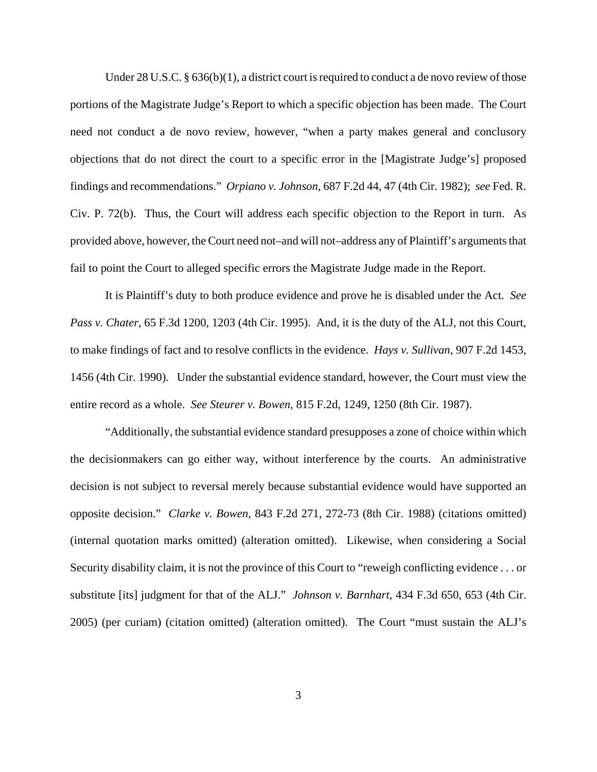Under 28 U.S.C. § 636(b)(1), a district court is required to conduct a de novo review of those portions of the Magistrate Judge's Report to which a specific objection has been made. The Court need not conduct a de novo review, however, "when a party makes general and conclusory objections that do not direct the court to a specific error in the [Magistrate Judge's] proposed findings and recommendations." *Orpiano v. Johnson*, 687 F.2d 44, 47 (4th Cir. 1982); *see* Fed. R. Civ. P. 72(b). Thus, the Court will address each specific objection to the Report in turn. As provided above, however, the Court need not–and will not–address any of Plaintiff's arguments that fail to point the Court to alleged specific errors the Magistrate Judge made in the Report.

It is Plaintiff's duty to both produce evidence and prove he is disabled under the Act. *See Pass v. Chater*, 65 F.3d 1200, 1203 (4th Cir. 1995). And, it is the duty of the ALJ, not this Court, to make findings of fact and to resolve conflicts in the evidence. *Hays v. Sullivan*, 907 F.2d 1453, 1456 (4th Cir. 1990). Under the substantial evidence standard, however, the Court must view the entire record as a whole. *See Steurer v. Bowen*, 815 F.2d, 1249, 1250 (8th Cir. 1987).

"Additionally, the substantial evidence standard presupposes a zone of choice within which the decisionmakers can go either way, without interference by the courts. An administrative decision is not subject to reversal merely because substantial evidence would have supported an opposite decision." *Clarke v. Bowen*, 843 F.2d 271, 272-73 (8th Cir. 1988) (citations omitted) (internal quotation marks omitted) (alteration omitted). Likewise, when considering a Social Security disability claim, it is not the province of this Court to "reweigh conflicting evidence . . . or substitute [its] judgment for that of the ALJ." *Johnson v. Barnhart*, 434 F.3d 650, 653 (4th Cir. 2005) (per curiam) (citation omitted) (alteration omitted). The Court "must sustain the ALJ's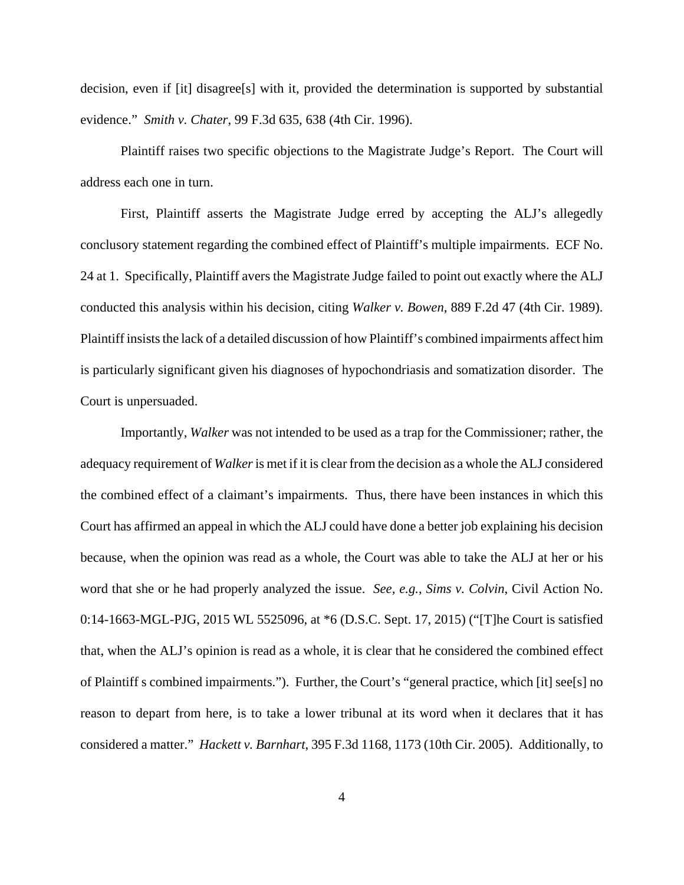decision, even if [it] disagree[s] with it, provided the determination is supported by substantial evidence." *Smith v. Chater*, 99 F.3d 635, 638 (4th Cir. 1996).

Plaintiff raises two specific objections to the Magistrate Judge's Report. The Court will address each one in turn.

First, Plaintiff asserts the Magistrate Judge erred by accepting the ALJ's allegedly conclusory statement regarding the combined effect of Plaintiff's multiple impairments. ECF No. 24 at 1. Specifically, Plaintiff avers the Magistrate Judge failed to point out exactly where the ALJ conducted this analysis within his decision, citing *Walker v. Bowen*, 889 F.2d 47 (4th Cir. 1989). Plaintiff insists the lack of a detailed discussion of how Plaintiff's combined impairments affect him is particularly significant given his diagnoses of hypochondriasis and somatization disorder. The Court is unpersuaded.

Importantly, *Walker* was not intended to be used as a trap for the Commissioner; rather, the adequacy requirement of *Walker* is met if it is clear from the decision as a whole the ALJ considered the combined effect of a claimant's impairments. Thus, there have been instances in which this Court has affirmed an appeal in which the ALJ could have done a better job explaining his decision because, when the opinion was read as a whole, the Court was able to take the ALJ at her or his word that she or he had properly analyzed the issue. *See, e.g.*, *Sims v. Colvin*, Civil Action No. 0:14-1663-MGL-PJG, 2015 WL 5525096, at *6 (D.S.C. Sept. 17, 2015) ("[T]he Court is satisfied that, when the ALJ's opinion is read as a whole, it is clear that he considered the combined effect of Plaintiff s combined impairments."). Further, the Court's "general practice, which [it] see[s] no reason to depart from here, is to take a lower tribunal at its word when it declares that it has considered a matter." *Hackett v. Barnhart*, 395 F.3d 1168, 1173 (10th Cir. 2005). Additionally, to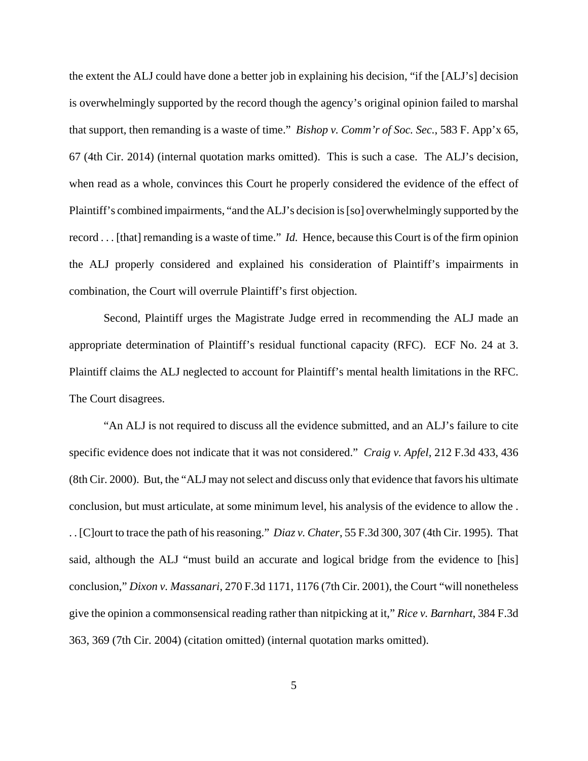the extent the ALJ could have done a better job in explaining his decision, "if the [ALJ's] decision is overwhelmingly supported by the record though the agency's original opinion failed to marshal that support, then remanding is a waste of time." *Bishop v. Comm'r of Soc. Sec.*, 583 F. App'x 65, 67 (4th Cir. 2014) (internal quotation marks omitted). This is such a case. The ALJ's decision, when read as a whole, convinces this Court he properly considered the evidence of the effect of Plaintiff's combined impairments, "and the ALJ's decision is [so] overwhelmingly supported by the record . . . [that] remanding is a waste of time." *Id.* Hence, because this Court is of the firm opinion the ALJ properly considered and explained his consideration of Plaintiff's impairments in combination, the Court will overrule Plaintiff's first objection.

Second, Plaintiff urges the Magistrate Judge erred in recommending the ALJ made an appropriate determination of Plaintiff's residual functional capacity (RFC). ECF No. 24 at 3. Plaintiff claims the ALJ neglected to account for Plaintiff's mental health limitations in the RFC. The Court disagrees.

"An ALJ is not required to discuss all the evidence submitted, and an ALJ's failure to cite specific evidence does not indicate that it was not considered." *Craig v. Apfel*, 212 F.3d 433, 436 (8th Cir. 2000). But, the "ALJ may not select and discuss only that evidence that favors his ultimate conclusion, but must articulate, at some minimum level, his analysis of the evidence to allow the . . . [C]ourt to trace the path of his reasoning." *Diaz v. Chater*, 55 F.3d 300, 307 (4th Cir. 1995). That said, although the ALJ "must build an accurate and logical bridge from the evidence to [his] conclusion," *Dixon v. Massanari*, 270 F.3d 1171, 1176 (7th Cir. 2001), the Court "will nonetheless give the opinion a commonsensical reading rather than nitpicking at it," *Rice v. Barnhart*, 384 F.3d 363, 369 (7th Cir. 2004) (citation omitted) (internal quotation marks omitted).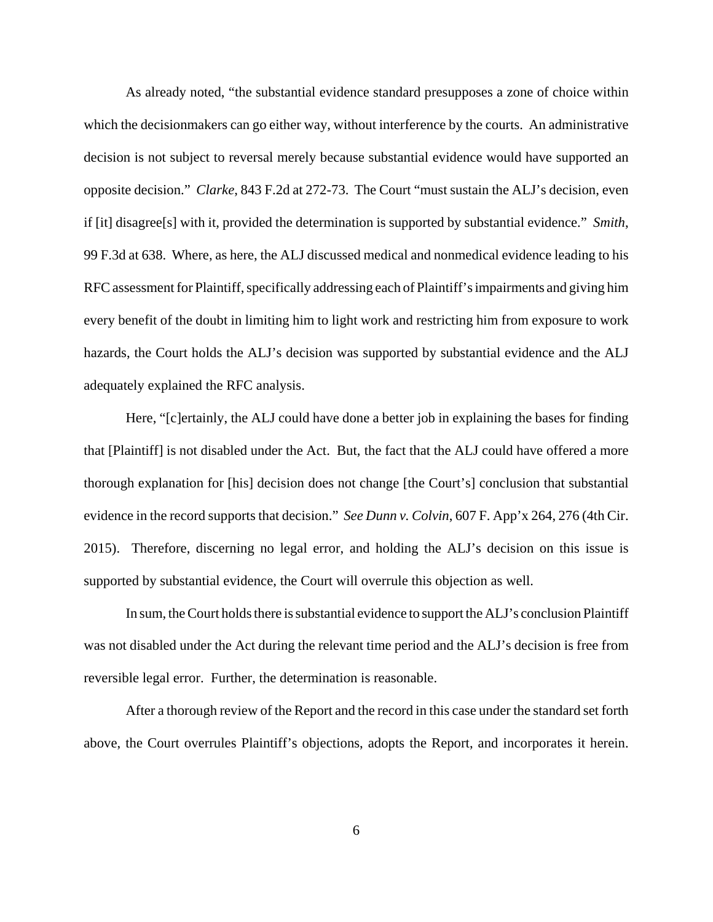As already noted, "the substantial evidence standard presupposes a zone of choice within which the decisionmakers can go either way, without interference by the courts. An administrative decision is not subject to reversal merely because substantial evidence would have supported an opposite decision." *Clarke*, 843 F.2d at 272-73. The Court "must sustain the ALJ's decision, even if [it] disagree[s] with it, provided the determination is supported by substantial evidence." *Smith*, 99 F.3d at 638. Where, as here, the ALJ discussed medical and nonmedical evidence leading to his RFC assessment for Plaintiff, specifically addressing each of Plaintiff's impairments and giving him every benefit of the doubt in limiting him to light work and restricting him from exposure to work hazards, the Court holds the ALJ's decision was supported by substantial evidence and the ALJ adequately explained the RFC analysis.

Here, "[c]ertainly, the ALJ could have done a better job in explaining the bases for finding that [Plaintiff] is not disabled under the Act. But, the fact that the ALJ could have offered a more thorough explanation for [his] decision does not change [the Court's] conclusion that substantial evidence in the record supports that decision." *See Dunn v. Colvin*, 607 F. App'x 264, 276 (4th Cir. 2015). Therefore, discerning no legal error, and holding the ALJ's decision on this issue is supported by substantial evidence, the Court will overrule this objection as well.

In sum, the Court holds there is substantial evidence to support the ALJ's conclusion Plaintiff was not disabled under the Act during the relevant time period and the ALJ's decision is free from reversible legal error. Further, the determination is reasonable.

After a thorough review of the Report and the record in this case under the standard set forth above, the Court overrules Plaintiff's objections, adopts the Report, and incorporates it herein.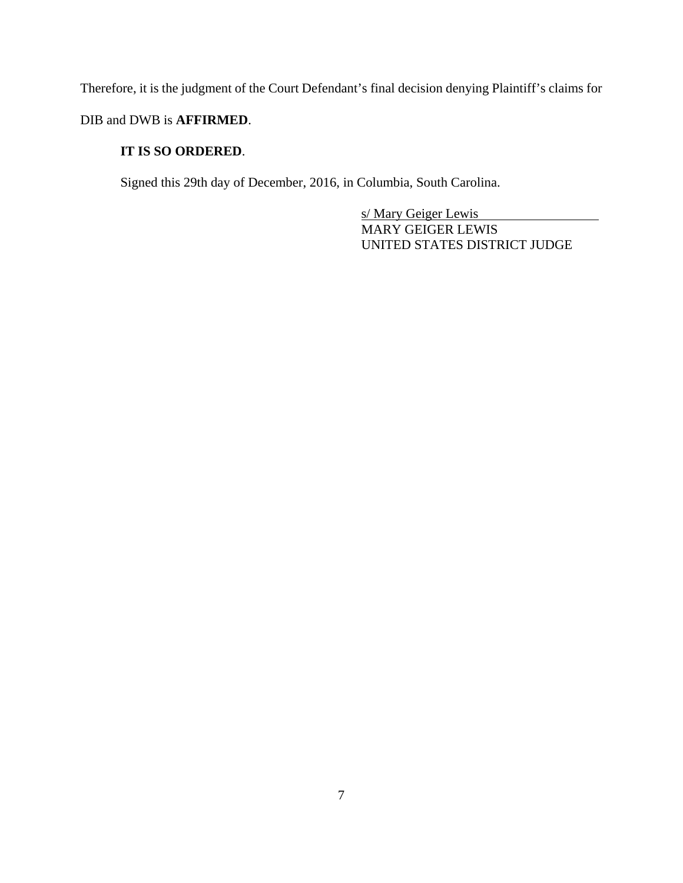Therefore, it is the judgment of the Court Defendant's final decision denying Plaintiff's claims for DIB and DWB is **AFFIRMED**.

**IT IS SO ORDERED**.

Signed this 29th day of December, 2016, in Columbia, South Carolina.

s/ Mary Geiger Lewis
MARY GEIGER LEWIS
UNITED STATES DISTRICT JUDGE